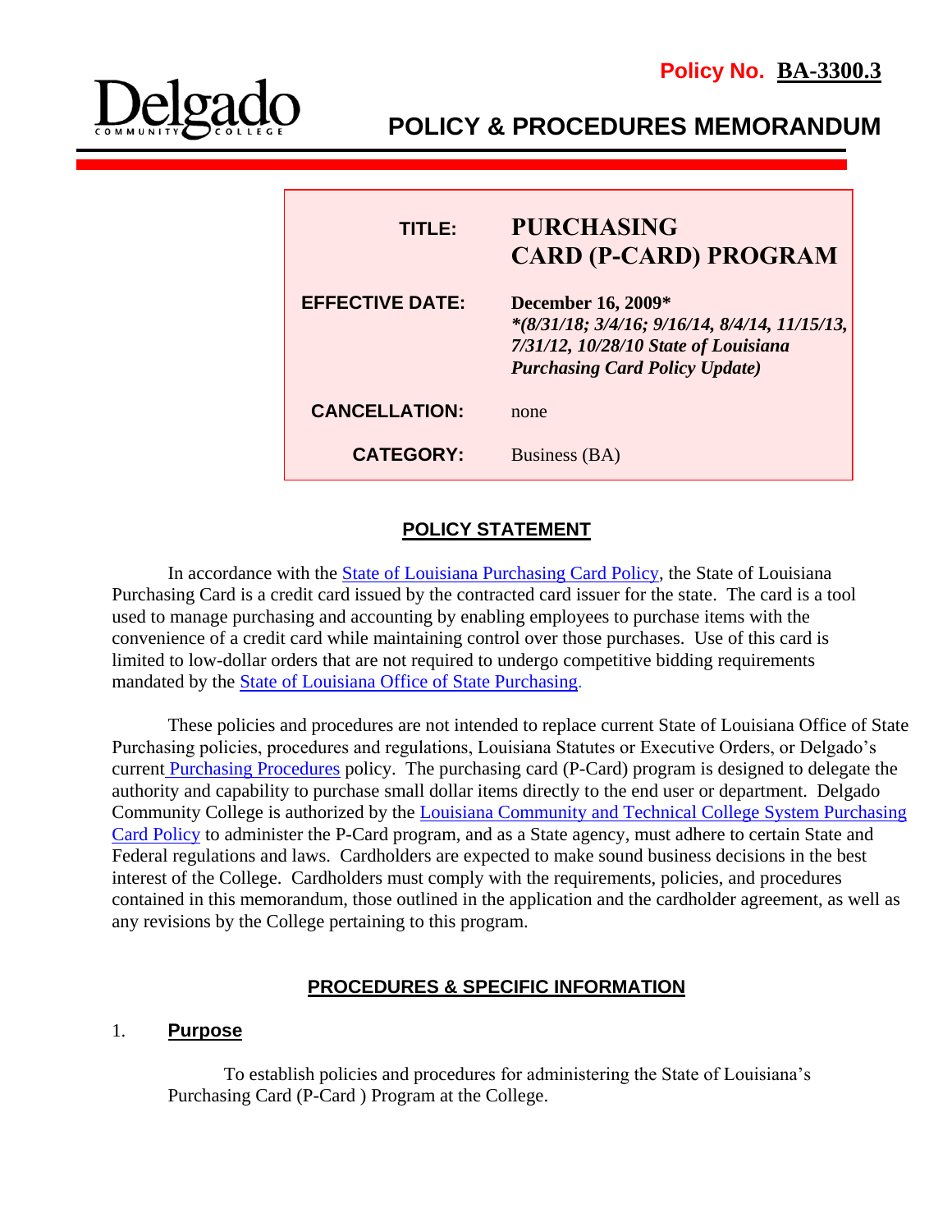Policy No. **BA-3300.3**

Delgado Community College

# POLICY & PROCEDURES MEMORANDUM

| | |
|---|---|
| **TITLE:** | **PURCHASING CARD (P-CARD) PROGRAM** |
| **EFFECTIVE DATE:** | **December 16, 2009*** ***(8/31/18; 3/4/16; 9/16/14, 8/4/14, 11/15/13, 7/31/12, 10/28/10 State of Louisiana Purchasing Card Policy Update)*** |
| **CANCELLATION:** | none |
| **CATEGORY:** | Business (BA) |

## POLICY STATEMENT

In accordance with the State of Louisiana Purchasing Card Policy, the State of Louisiana Purchasing Card is a credit card issued by the contracted card issuer for the state. The card is a tool used to manage purchasing and accounting by enabling employees to purchase items with the convenience of a credit card while maintaining control over those purchases. Use of this card is limited to low-dollar orders that are not required to undergo competitive bidding requirements mandated by the State of Louisiana Office of State Purchasing.

These policies and procedures are not intended to replace current State of Louisiana Office of State Purchasing policies, procedures and regulations, Louisiana Statutes or Executive Orders, or Delgado's current Purchasing Procedures policy. The purchasing card (P-Card) program is designed to delegate the authority and capability to purchase small dollar items directly to the end user or department. Delgado Community College is authorized by the Louisiana Community and Technical College System Purchasing Card Policy to administer the P-Card program, and as a State agency, must adhere to certain State and Federal regulations and laws. Cardholders are expected to make sound business decisions in the best interest of the College. Cardholders must comply with the requirements, policies, and procedures contained in this memorandum, those outlined in the application and the cardholder agreement, as well as any revisions by the College pertaining to this program.

## PROCEDURES & SPECIFIC INFORMATION

### 1. Purpose

To establish policies and procedures for administering the State of Louisiana's Purchasing Card (P-Card ) Program at the College.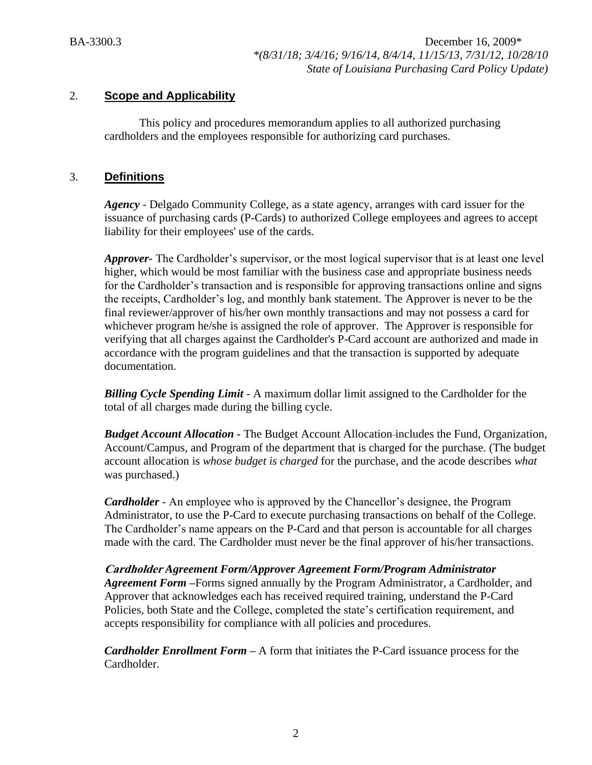## 2. Scope and Applicability

This policy and procedures memorandum applies to all authorized purchasing cardholders and the employees responsible for authorizing card purchases.

## 3. Definitions

***Agency*** - Delgado Community College, as a state agency, arranges with card issuer for the issuance of purchasing cards (P-Cards) to authorized College employees and agrees to accept liability for their employees' use of the cards.

***Approver-*** The Cardholder's supervisor, or the most logical supervisor that is at least one level higher, which would be most familiar with the business case and appropriate business needs for the Cardholder's transaction and is responsible for approving transactions online and signs the receipts, Cardholder's log, and monthly bank statement. The Approver is never to be the final reviewer/approver of his/her own monthly transactions and may not possess a card for whichever program he/she is assigned the role of approver. The Approver is responsible for verifying that all charges against the Cardholder's P-Card account are authorized and made in accordance with the program guidelines and that the transaction is supported by adequate documentation.

***Billing Cycle Spending Limit*** - A maximum dollar limit assigned to the Cardholder for the total of all charges made during the billing cycle.

***Budget Account Allocation*** **-** The Budget Account Allocation includes the Fund, Organization, Account/Campus, and Program of the department that is charged for the purchase. (The budget account allocation is *whose budget is charged* for the purchase, and the acode describes *what* was purchased.)

***Cardholder*** - An employee who is approved by the Chancellor's designee, the Program Administrator, to use the P-Card to execute purchasing transactions on behalf of the College. The Cardholder's name appears on the P-Card and that person is accountable for all charges made with the card. The Cardholder must never be the final approver of his/her transactions.

***Cardholder Agreement Form/Approver Agreement Form/Program Administrator Agreement Form*** **–**Forms signed annually by the Program Administrator, a Cardholder, and Approver that acknowledges each has received required training, understand the P-Card Policies, both State and the College, completed the state's certification requirement, and accepts responsibility for compliance with all policies and procedures.

***Cardholder Enrollment Form*** **–** A form that initiates the P-Card issuance process for the Cardholder.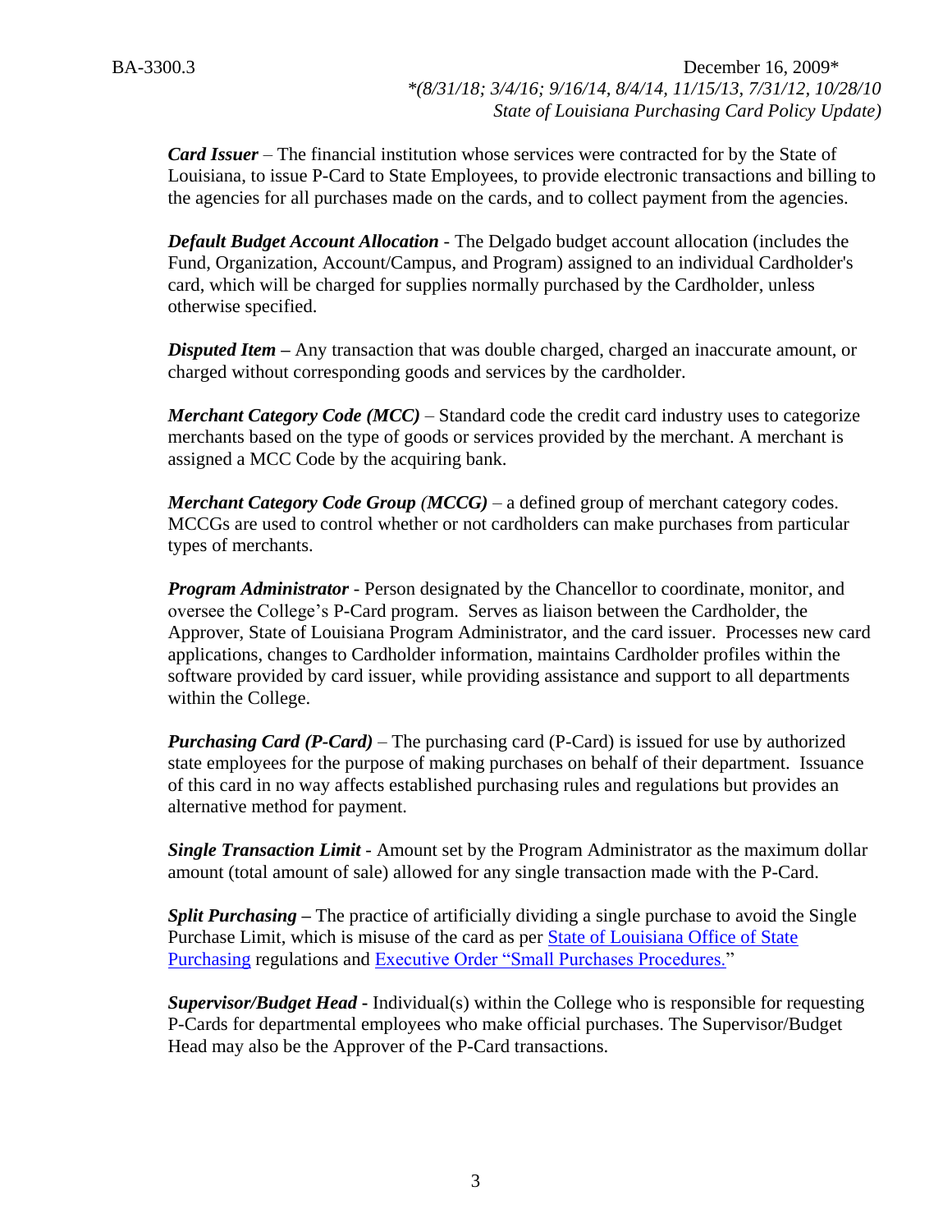***Card Issuer*** – The financial institution whose services were contracted for by the State of Louisiana, to issue P-Card to State Employees, to provide electronic transactions and billing to the agencies for all purchases made on the cards, and to collect payment from the agencies.

***Default Budget Account Allocation*** - The Delgado budget account allocation (includes the Fund, Organization, Account/Campus, and Program) assigned to an individual Cardholder's card, which will be charged for supplies normally purchased by the Cardholder, unless otherwise specified.

***Disputed Item*** – Any transaction that was double charged, charged an inaccurate amount, or charged without corresponding goods and services by the cardholder.

***Merchant Category Code (MCC)*** – Standard code the credit card industry uses to categorize merchants based on the type of goods or services provided by the merchant. A merchant is assigned a MCC Code by the acquiring bank.

***Merchant Category Code Group (MCCG)*** – a defined group of merchant category codes. MCCGs are used to control whether or not cardholders can make purchases from particular types of merchants.

***Program Administrator*** - Person designated by the Chancellor to coordinate, monitor, and oversee the College's P-Card program. Serves as liaison between the Cardholder, the Approver, State of Louisiana Program Administrator, and the card issuer. Processes new card applications, changes to Cardholder information, maintains Cardholder profiles within the software provided by card issuer, while providing assistance and support to all departments within the College.

***Purchasing Card (P-Card)*** – The purchasing card (P-Card) is issued for use by authorized state employees for the purpose of making purchases on behalf of their department. Issuance of this card in no way affects established purchasing rules and regulations but provides an alternative method for payment.

***Single Transaction Limit*** - Amount set by the Program Administrator as the maximum dollar amount (total amount of sale) allowed for any single transaction made with the P-Card.

***Split Purchasing*** – The practice of artificially dividing a single purchase to avoid the Single Purchase Limit, which is misuse of the card as per State of Louisiana Office of State Purchasing regulations and Executive Order "Small Purchases Procedures."

***Supervisor/Budget Head*** - Individual(s) within the College who is responsible for requesting P-Cards for departmental employees who make official purchases. The Supervisor/Budget Head may also be the Approver of the P-Card transactions.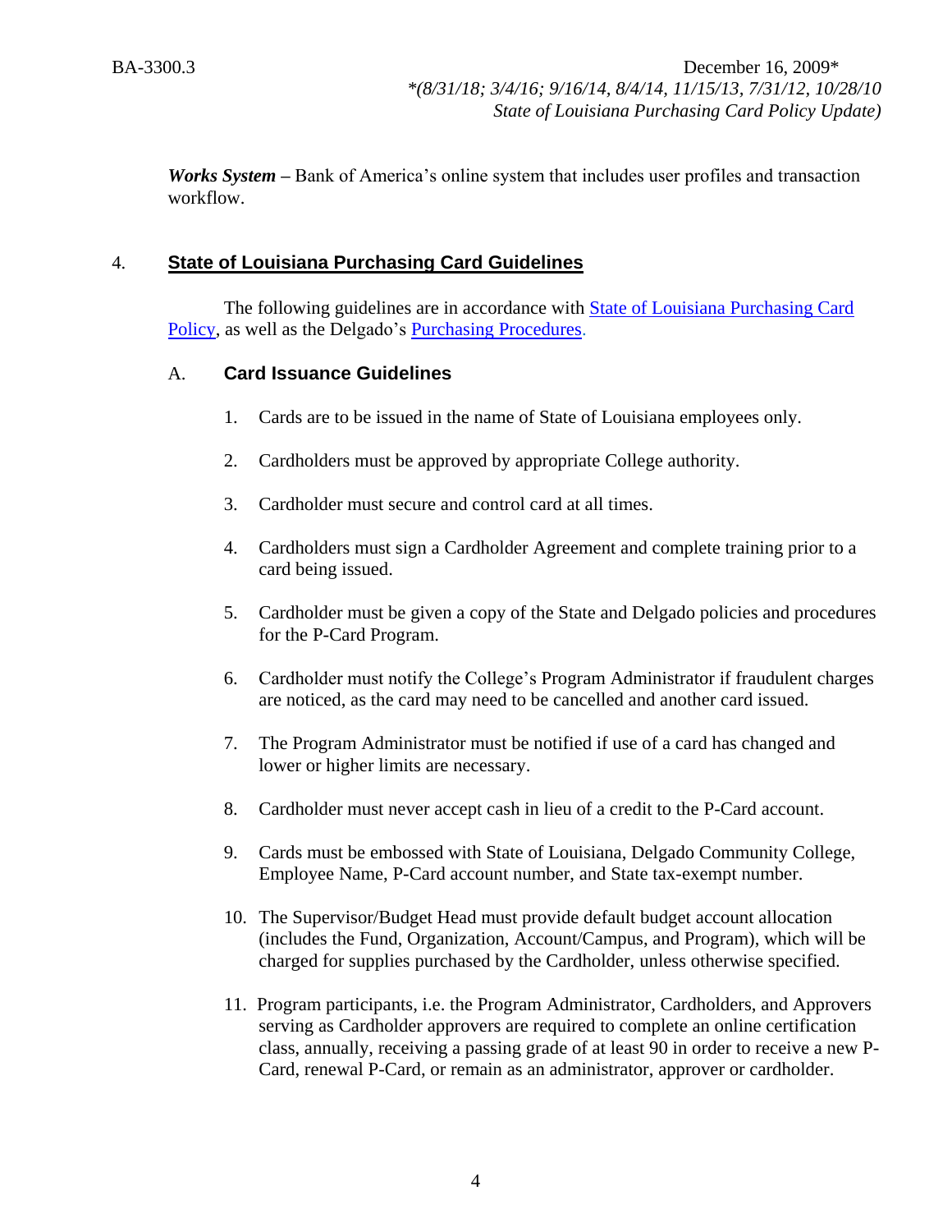***Works System*** **–** Bank of America's online system that includes user profiles and transaction workflow.

## 4. State of Louisiana Purchasing Card Guidelines

The following guidelines are in accordance with State of Louisiana Purchasing Card Policy, as well as the Delgado's Purchasing Procedures.

### A. Card Issuance Guidelines

1. Cards are to be issued in the name of State of Louisiana employees only.

2. Cardholders must be approved by appropriate College authority.

3. Cardholder must secure and control card at all times.

4. Cardholders must sign a Cardholder Agreement and complete training prior to a card being issued.

5. Cardholder must be given a copy of the State and Delgado policies and procedures for the P-Card Program.

6. Cardholder must notify the College's Program Administrator if fraudulent charges are noticed, as the card may need to be cancelled and another card issued.

7. The Program Administrator must be notified if use of a card has changed and lower or higher limits are necessary.

8. Cardholder must never accept cash in lieu of a credit to the P-Card account.

9. Cards must be embossed with State of Louisiana, Delgado Community College, Employee Name, P-Card account number, and State tax-exempt number.

10. The Supervisor/Budget Head must provide default budget account allocation (includes the Fund, Organization, Account/Campus, and Program), which will be charged for supplies purchased by the Cardholder, unless otherwise specified.

11. Program participants, i.e. the Program Administrator, Cardholders, and Approvers serving as Cardholder approvers are required to complete an online certification class, annually, receiving a passing grade of at least 90 in order to receive a new P-Card, renewal P-Card, or remain as an administrator, approver or cardholder.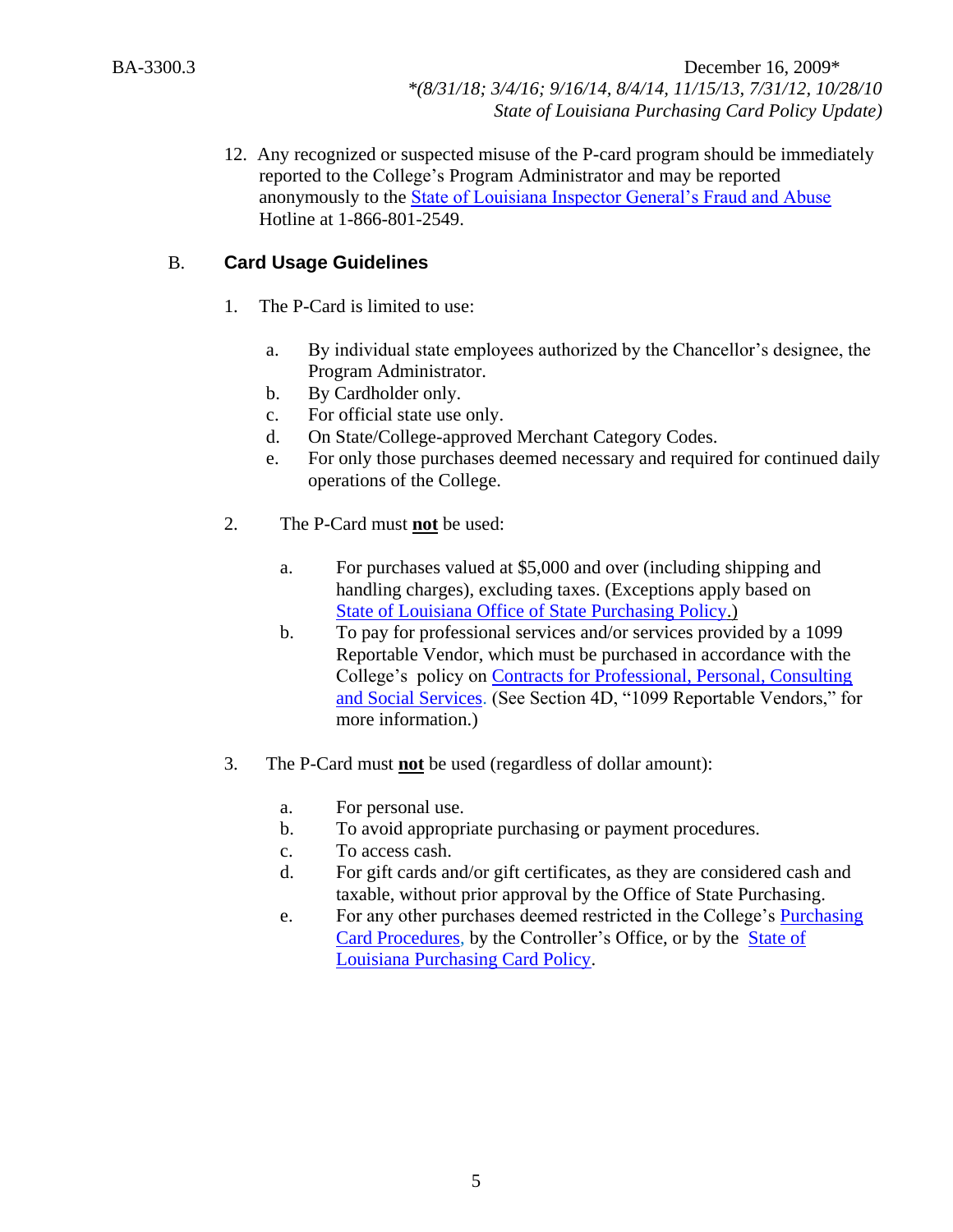12. Any recognized or suspected misuse of the P-card program should be immediately reported to the College's Program Administrator and may be reported anonymously to the State of Louisiana Inspector General's Fraud and Abuse Hotline at 1-866-801-2549.

## B. Card Usage Guidelines

1. The P-Card is limited to use:

   a. By individual state employees authorized by the Chancellor's designee, the Program Administrator.
   b. By Cardholder only.
   c. For official state use only.
   d. On State/College-approved Merchant Category Codes.
   e. For only those purchases deemed necessary and required for continued daily operations of the College.

2. The P-Card must **not** be used:

   a. For purchases valued at $5,000 and over (including shipping and handling charges), excluding taxes. (Exceptions apply based on State of Louisiana Office of State Purchasing Policy.)
   b. To pay for professional services and/or services provided by a 1099 Reportable Vendor, which must be purchased in accordance with the College's policy on Contracts for Professional, Personal, Consulting and Social Services. (See Section 4D, "1099 Reportable Vendors," for more information.)

3. The P-Card must **not** be used (regardless of dollar amount):

   a. For personal use.
   b. To avoid appropriate purchasing or payment procedures.
   c. To access cash.
   d. For gift cards and/or gift certificates, as they are considered cash and taxable, without prior approval by the Office of State Purchasing.
   e. For any other purchases deemed restricted in the College's Purchasing Card Procedures, by the Controller's Office, or by the State of Louisiana Purchasing Card Policy.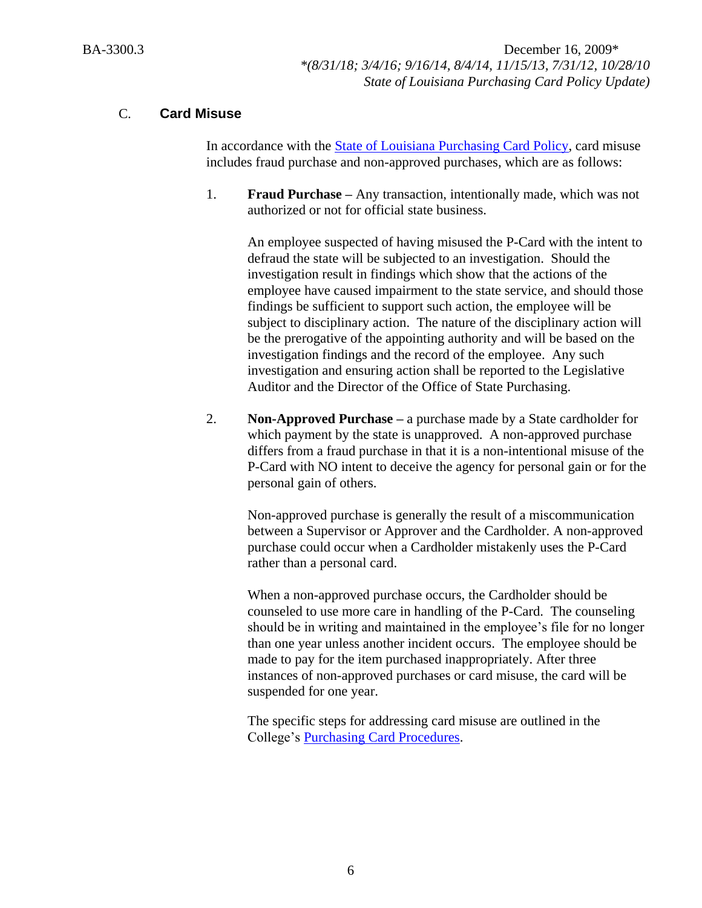### C. Card Misuse

In accordance with the [State of Louisiana Purchasing Card Policy](), card misuse includes fraud purchase and non-approved purchases, which are as follows:

1. **Fraud Purchase –** Any transaction, intentionally made, which was not authorized or not for official state business.

   An employee suspected of having misused the P-Card with the intent to defraud the state will be subjected to an investigation. Should the investigation result in findings which show that the actions of the employee have caused impairment to the state service, and should those findings be sufficient to support such action, the employee will be subject to disciplinary action. The nature of the disciplinary action will be the prerogative of the appointing authority and will be based on the investigation findings and the record of the employee. Any such investigation and ensuring action shall be reported to the Legislative Auditor and the Director of the Office of State Purchasing.

2. **Non-Approved Purchase –** a purchase made by a State cardholder for which payment by the state is unapproved. A non-approved purchase differs from a fraud purchase in that it is a non-intentional misuse of the P-Card with NO intent to deceive the agency for personal gain or for the personal gain of others.

   Non-approved purchase is generally the result of a miscommunication between a Supervisor or Approver and the Cardholder. A non-approved purchase could occur when a Cardholder mistakenly uses the P-Card rather than a personal card.

   When a non-approved purchase occurs, the Cardholder should be counseled to use more care in handling of the P-Card. The counseling should be in writing and maintained in the employee's file for no longer than one year unless another incident occurs. The employee should be made to pay for the item purchased inappropriately. After three instances of non-approved purchases or card misuse, the card will be suspended for one year.

   The specific steps for addressing card misuse are outlined in the College's [Purchasing Card Procedures]().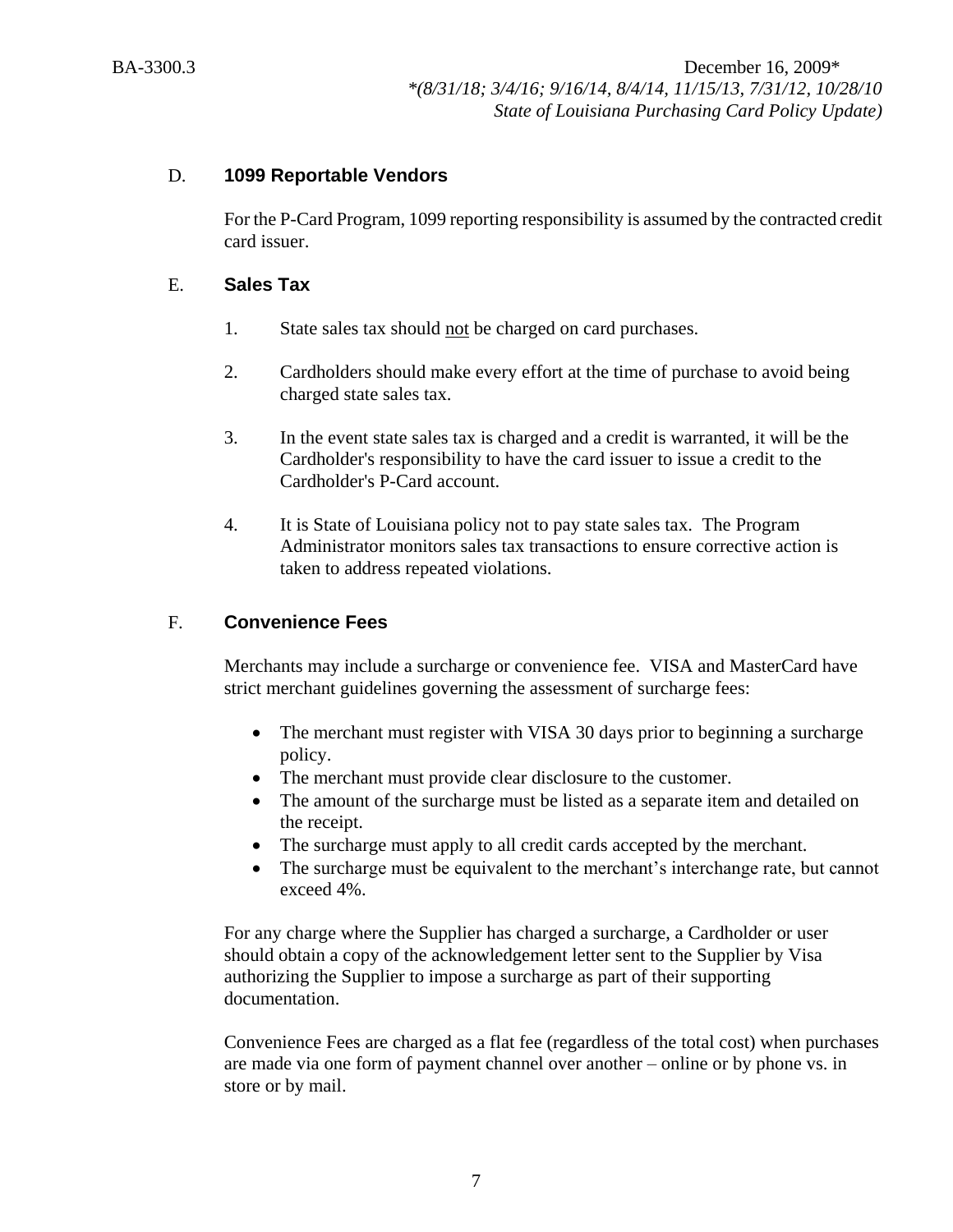## D. 1099 Reportable Vendors

For the P-Card Program, 1099 reporting responsibility is assumed by the contracted credit card issuer.

## E. Sales Tax

1. State sales tax should not be charged on card purchases.

2. Cardholders should make every effort at the time of purchase to avoid being charged state sales tax.

3. In the event state sales tax is charged and a credit is warranted, it will be the Cardholder's responsibility to have the card issuer to issue a credit to the Cardholder's P-Card account.

4. It is State of Louisiana policy not to pay state sales tax. The Program Administrator monitors sales tax transactions to ensure corrective action is taken to address repeated violations.

## F. Convenience Fees

Merchants may include a surcharge or convenience fee. VISA and MasterCard have strict merchant guidelines governing the assessment of surcharge fees:

- The merchant must register with VISA 30 days prior to beginning a surcharge policy.
- The merchant must provide clear disclosure to the customer.
- The amount of the surcharge must be listed as a separate item and detailed on the receipt.
- The surcharge must apply to all credit cards accepted by the merchant.
- The surcharge must be equivalent to the merchant's interchange rate, but cannot exceed 4%.

For any charge where the Supplier has charged a surcharge, a Cardholder or user should obtain a copy of the acknowledgement letter sent to the Supplier by Visa authorizing the Supplier to impose a surcharge as part of their supporting documentation.

Convenience Fees are charged as a flat fee (regardless of the total cost) when purchases are made via one form of payment channel over another – online or by phone vs. in store or by mail.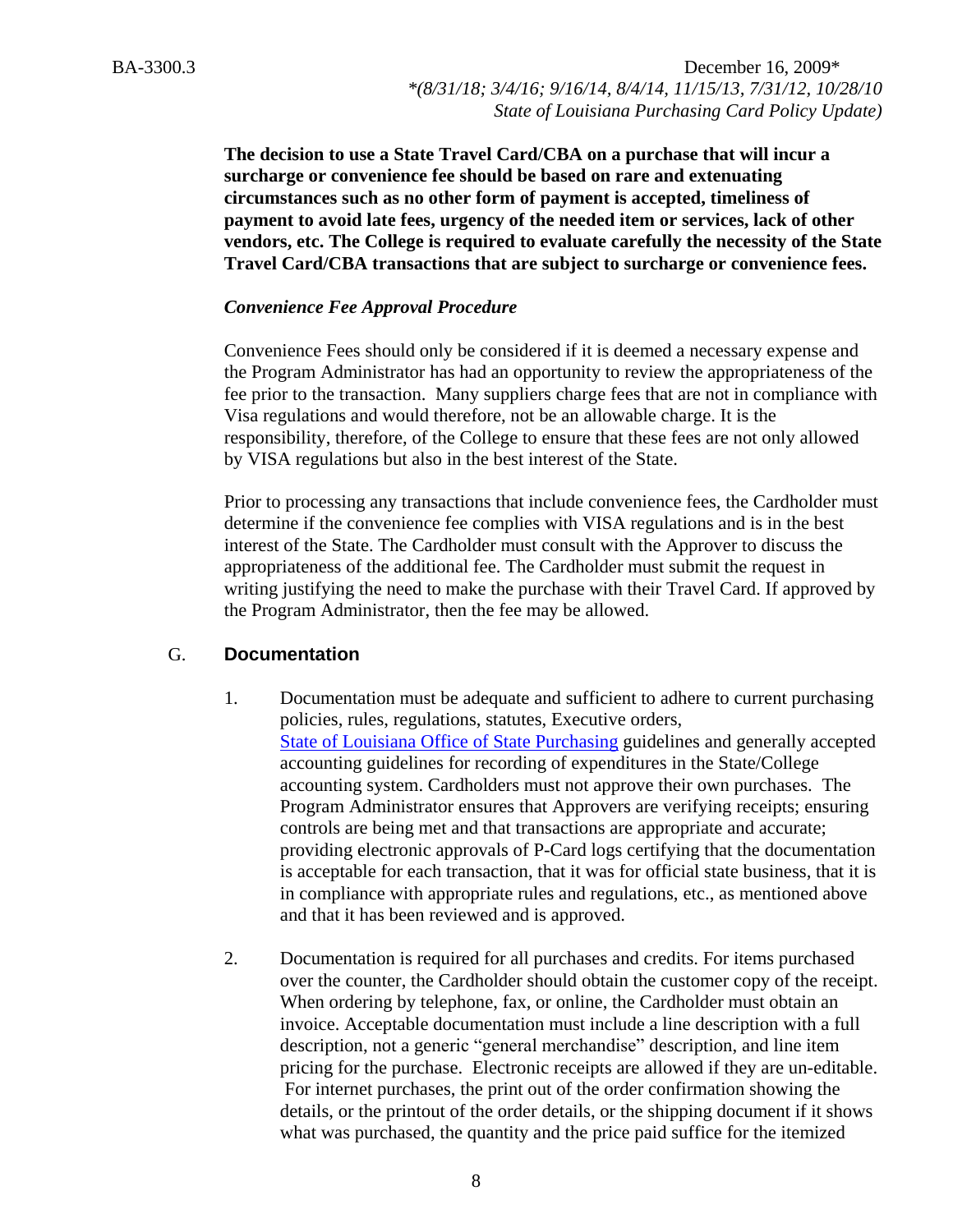**The decision to use a State Travel Card/CBA on a purchase that will incur a surcharge or convenience fee should be based on rare and extenuating circumstances such as no other form of payment is accepted, timeliness of payment to avoid late fees, urgency of the needed item or services, lack of other vendors, etc. The College is required to evaluate carefully the necessity of the State Travel Card/CBA transactions that are subject to surcharge or convenience fees.**

***Convenience Fee Approval Procedure***

Convenience Fees should only be considered if it is deemed a necessary expense and the Program Administrator has had an opportunity to review the appropriateness of the fee prior to the transaction. Many suppliers charge fees that are not in compliance with Visa regulations and would therefore, not be an allowable charge. It is the responsibility, therefore, of the College to ensure that these fees are not only allowed by VISA regulations but also in the best interest of the State.

Prior to processing any transactions that include convenience fees, the Cardholder must determine if the convenience fee complies with VISA regulations and is in the best interest of the State. The Cardholder must consult with the Approver to discuss the appropriateness of the additional fee. The Cardholder must submit the request in writing justifying the need to make the purchase with their Travel Card. If approved by the Program Administrator, then the fee may be allowed.

## G. Documentation

1. Documentation must be adequate and sufficient to adhere to current purchasing policies, rules, regulations, statutes, Executive orders, State of Louisiana Office of State Purchasing guidelines and generally accepted accounting guidelines for recording of expenditures in the State/College accounting system. Cardholders must not approve their own purchases. The Program Administrator ensures that Approvers are verifying receipts; ensuring controls are being met and that transactions are appropriate and accurate; providing electronic approvals of P-Card logs certifying that the documentation is acceptable for each transaction, that it was for official state business, that it is in compliance with appropriate rules and regulations, etc., as mentioned above and that it has been reviewed and is approved.

2. Documentation is required for all purchases and credits. For items purchased over the counter, the Cardholder should obtain the customer copy of the receipt. When ordering by telephone, fax, or online, the Cardholder must obtain an invoice. Acceptable documentation must include a line description with a full description, not a generic "general merchandise" description, and line item pricing for the purchase. Electronic receipts are allowed if they are un-editable. For internet purchases, the print out of the order confirmation showing the details, or the printout of the order details, or the shipping document if it shows what was purchased, the quantity and the price paid suffice for the itemized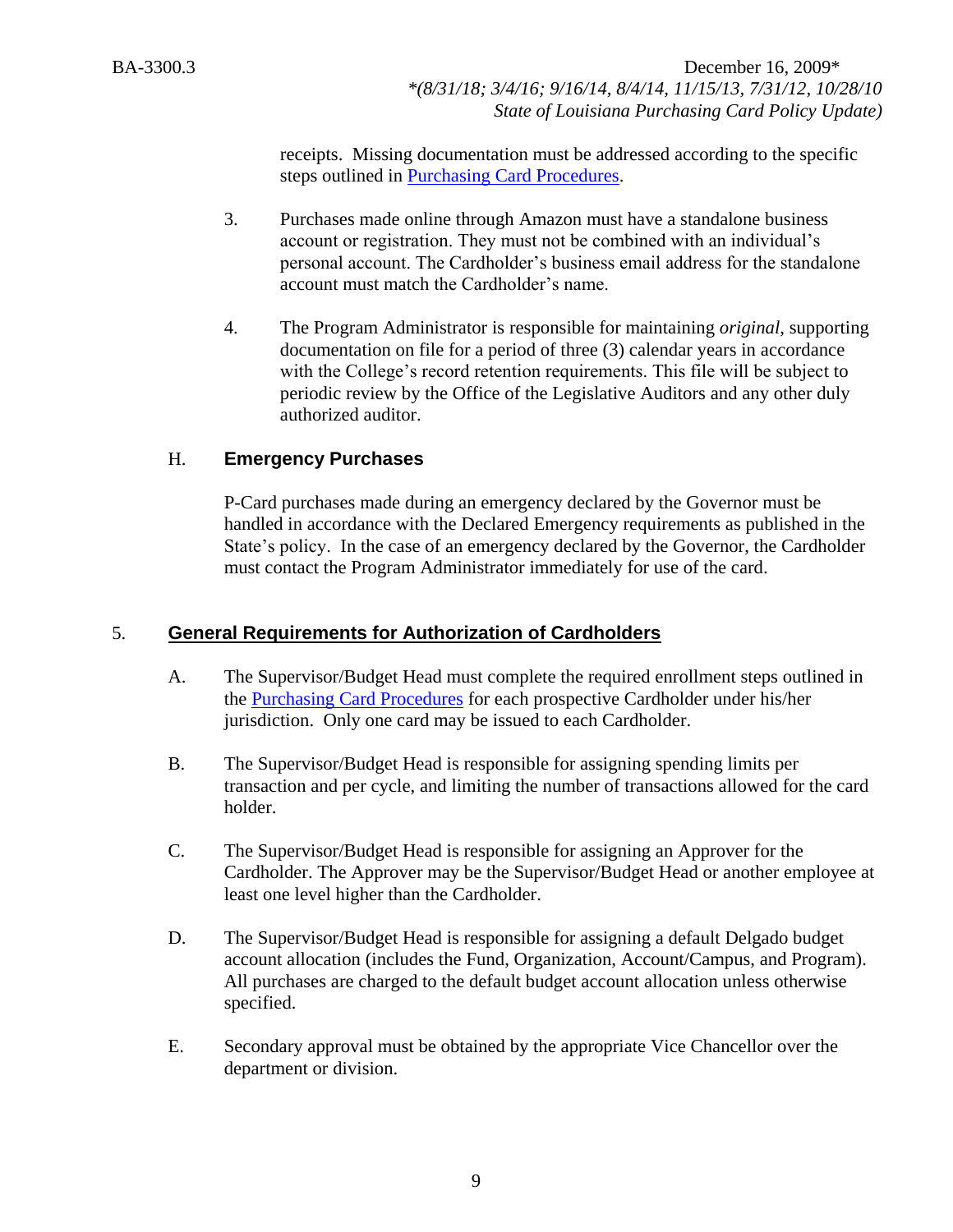receipts. Missing documentation must be addressed according to the specific steps outlined in [Purchasing Card Procedures](Purchasing Card Procedures).

3. Purchases made online through Amazon must have a standalone business account or registration. They must not be combined with an individual's personal account. The Cardholder's business email address for the standalone account must match the Cardholder's name.

4. The Program Administrator is responsible for maintaining *original*, supporting documentation on file for a period of three (3) calendar years in accordance with the College's record retention requirements. This file will be subject to periodic review by the Office of the Legislative Auditors and any other duly authorized auditor.

### H. Emergency Purchases

P-Card purchases made during an emergency declared by the Governor must be handled in accordance with the Declared Emergency requirements as published in the State's policy. In the case of an emergency declared by the Governor, the Cardholder must contact the Program Administrator immediately for use of the card.

## 5. General Requirements for Authorization of Cardholders

A. The Supervisor/Budget Head must complete the required enrollment steps outlined in the [Purchasing Card Procedures](Purchasing Card Procedures) for each prospective Cardholder under his/her jurisdiction. Only one card may be issued to each Cardholder.

B. The Supervisor/Budget Head is responsible for assigning spending limits per transaction and per cycle, and limiting the number of transactions allowed for the card holder.

C. The Supervisor/Budget Head is responsible for assigning an Approver for the Cardholder. The Approver may be the Supervisor/Budget Head or another employee at least one level higher than the Cardholder.

D. The Supervisor/Budget Head is responsible for assigning a default Delgado budget account allocation (includes the Fund, Organization, Account/Campus, and Program). All purchases are charged to the default budget account allocation unless otherwise specified.

E. Secondary approval must be obtained by the appropriate Vice Chancellor over the department or division.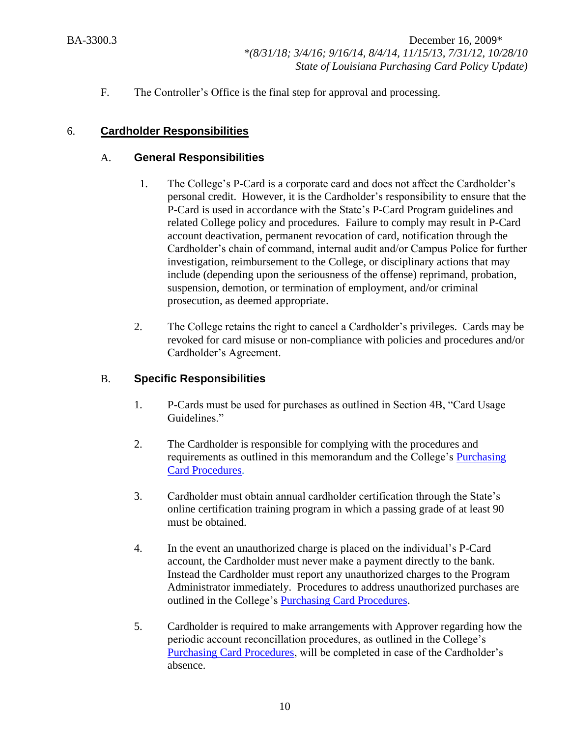F. The Controller's Office is the final step for approval and processing.

## 6. Cardholder Responsibilities

### A. General Responsibilities

1. The College's P-Card is a corporate card and does not affect the Cardholder's personal credit. However, it is the Cardholder's responsibility to ensure that the P-Card is used in accordance with the State's P-Card Program guidelines and related College policy and procedures. Failure to comply may result in P-Card account deactivation, permanent revocation of card, notification through the Cardholder's chain of command, internal audit and/or Campus Police for further investigation, reimbursement to the College, or disciplinary actions that may include (depending upon the seriousness of the offense) reprimand, probation, suspension, demotion, or termination of employment, and/or criminal prosecution, as deemed appropriate.

2. The College retains the right to cancel a Cardholder's privileges. Cards may be revoked for card misuse or non-compliance with policies and procedures and/or Cardholder's Agreement.

### B. Specific Responsibilities

1. P-Cards must be used for purchases as outlined in Section 4B, "Card Usage Guidelines."

2. The Cardholder is responsible for complying with the procedures and requirements as outlined in this memorandum and the College's Purchasing Card Procedures.

3. Cardholder must obtain annual cardholder certification through the State's online certification training program in which a passing grade of at least 90 must be obtained.

4. In the event an unauthorized charge is placed on the individual's P-Card account, the Cardholder must never make a payment directly to the bank. Instead the Cardholder must report any unauthorized charges to the Program Administrator immediately. Procedures to address unauthorized purchases are outlined in the College's Purchasing Card Procedures.

5. Cardholder is required to make arrangements with Approver regarding how the periodic account reconcillation procedures, as outlined in the College's Purchasing Card Procedures, will be completed in case of the Cardholder's absence.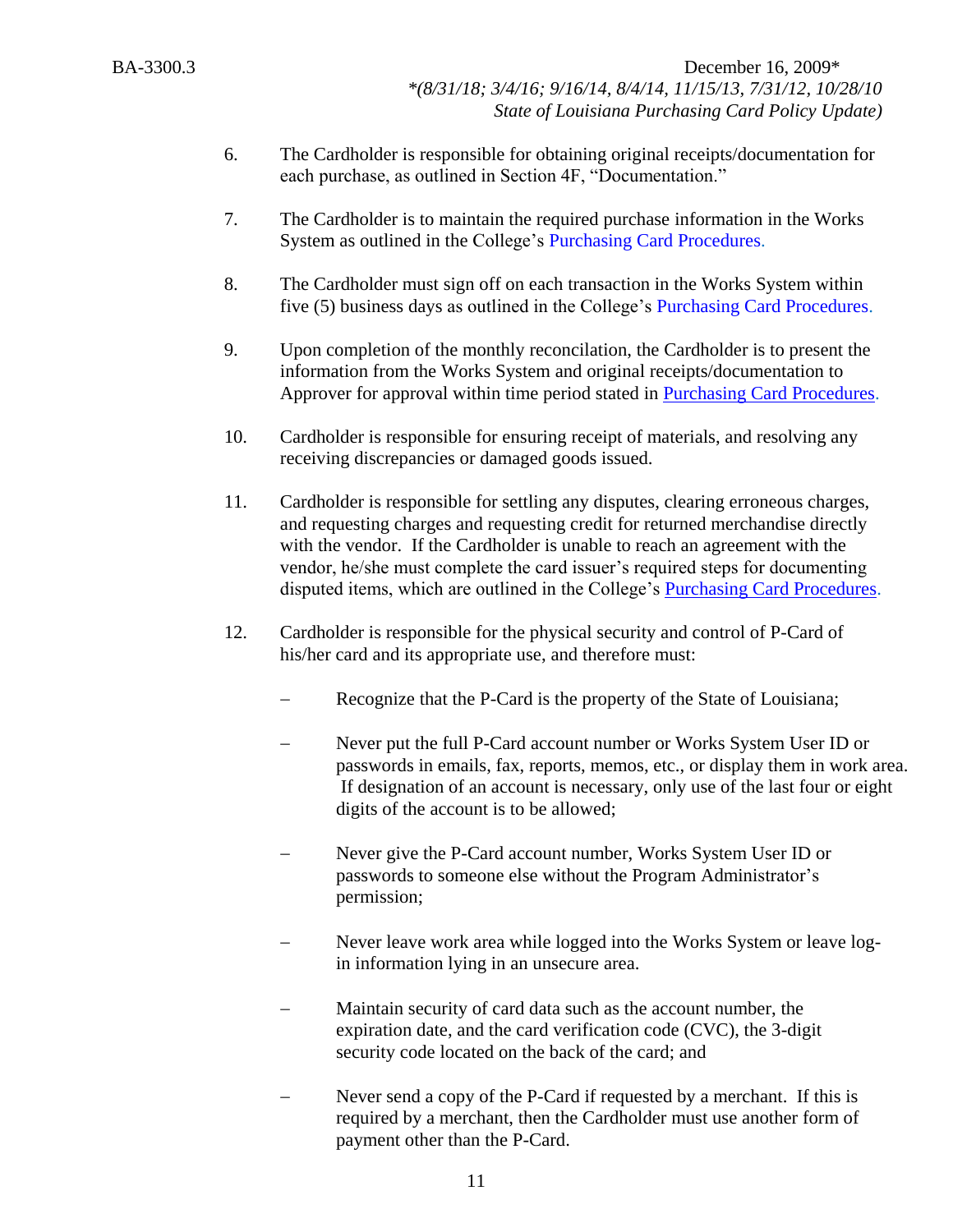6. The Cardholder is responsible for obtaining original receipts/documentation for each purchase, as outlined in Section 4F, "Documentation."

7. The Cardholder is to maintain the required purchase information in the Works System as outlined in the College's Purchasing Card Procedures.

8. The Cardholder must sign off on each transaction in the Works System within five (5) business days as outlined in the College's Purchasing Card Procedures.

9. Upon completion of the monthly reconcilation, the Cardholder is to present the information from the Works System and original receipts/documentation to Approver for approval within time period stated in Purchasing Card Procedures.

10. Cardholder is responsible for ensuring receipt of materials, and resolving any receiving discrepancies or damaged goods issued.

11. Cardholder is responsible for settling any disputes, clearing erroneous charges, and requesting charges and requesting credit for returned merchandise directly with the vendor. If the Cardholder is unable to reach an agreement with the vendor, he/she must complete the card issuer's required steps for documenting disputed items, which are outlined in the College's Purchasing Card Procedures.

12. Cardholder is responsible for the physical security and control of P-Card of his/her card and its appropriate use, and therefore must:

    – Recognize that the P-Card is the property of the State of Louisiana;

    – Never put the full P-Card account number or Works System User ID or passwords in emails, fax, reports, memos, etc., or display them in work area. If designation of an account is necessary, only use of the last four or eight digits of the account is to be allowed;

    – Never give the P-Card account number, Works System User ID or passwords to someone else without the Program Administrator's permission;

    – Never leave work area while logged into the Works System or leave log-in information lying in an unsecure area.

    – Maintain security of card data such as the account number, the expiration date, and the card verification code (CVC), the 3-digit security code located on the back of the card; and

    – Never send a copy of the P-Card if requested by a merchant. If this is required by a merchant, then the Cardholder must use another form of payment other than the P-Card.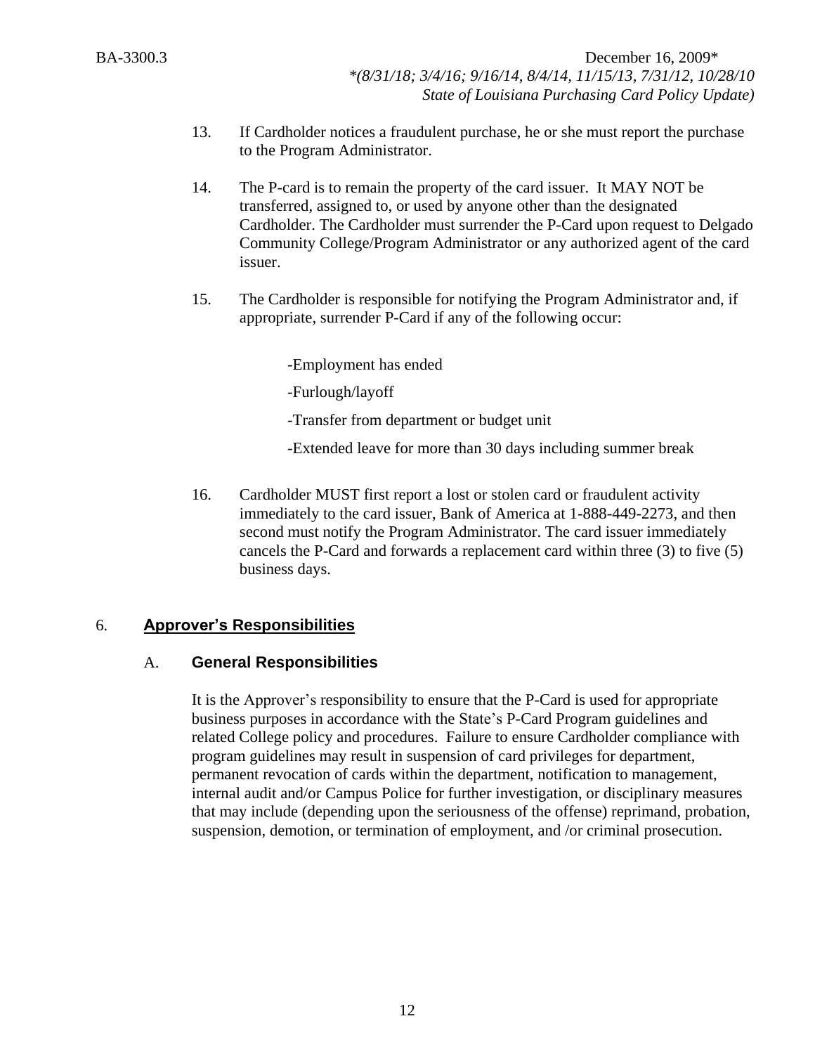13. If Cardholder notices a fraudulent purchase, he or she must report the purchase to the Program Administrator.

14. The P-card is to remain the property of the card issuer. It MAY NOT be transferred, assigned to, or used by anyone other than the designated Cardholder. The Cardholder must surrender the P-Card upon request to Delgado Community College/Program Administrator or any authorized agent of the card issuer.

15. The Cardholder is responsible for notifying the Program Administrator and, if appropriate, surrender P-Card if any of the following occur:

    -Employment has ended

    -Furlough/layoff

    -Transfer from department or budget unit

    -Extended leave for more than 30 days including summer break

16. Cardholder MUST first report a lost or stolen card or fraudulent activity immediately to the card issuer, Bank of America at 1-888-449-2273, and then second must notify the Program Administrator. The card issuer immediately cancels the P-Card and forwards a replacement card within three (3) to five (5) business days.

## 6. <u>Approver's Responsibilities</u>

### A. General Responsibilities

It is the Approver's responsibility to ensure that the P-Card is used for appropriate business purposes in accordance with the State's P-Card Program guidelines and related College policy and procedures. Failure to ensure Cardholder compliance with program guidelines may result in suspension of card privileges for department, permanent revocation of cards within the department, notification to management, internal audit and/or Campus Police for further investigation, or disciplinary measures that may include (depending upon the seriousness of the offense) reprimand, probation, suspension, demotion, or termination of employment, and /or criminal prosecution.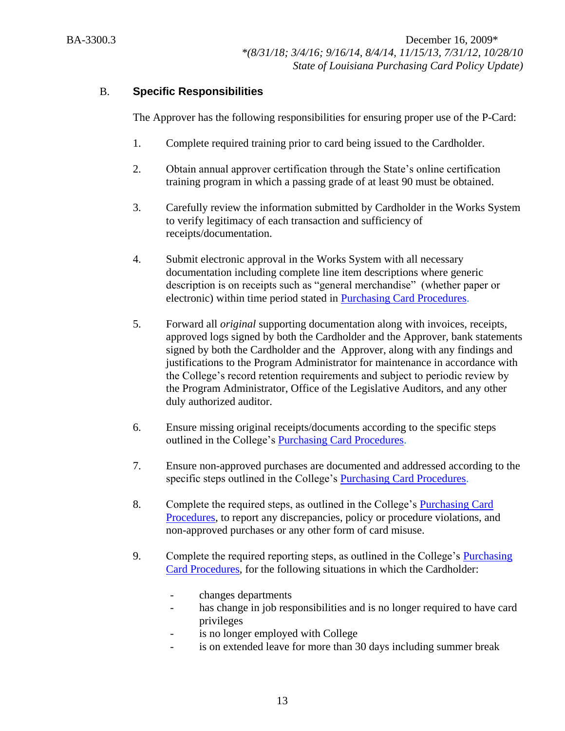## B. Specific Responsibilities

The Approver has the following responsibilities for ensuring proper use of the P-Card:

1. Complete required training prior to card being issued to the Cardholder.

2. Obtain annual approver certification through the State's online certification training program in which a passing grade of at least 90 must be obtained.

3. Carefully review the information submitted by Cardholder in the Works System to verify legitimacy of each transaction and sufficiency of receipts/documentation.

4. Submit electronic approval in the Works System with all necessary documentation including complete line item descriptions where generic description is on receipts such as "general merchandise" (whether paper or electronic) within time period stated in Purchasing Card Procedures.

5. Forward all *original* supporting documentation along with invoices, receipts, approved logs signed by both the Cardholder and the Approver, bank statements signed by both the Cardholder and the Approver, along with any findings and justifications to the Program Administrator for maintenance in accordance with the College's record retention requirements and subject to periodic review by the Program Administrator, Office of the Legislative Auditors, and any other duly authorized auditor.

6. Ensure missing original receipts/documents according to the specific steps outlined in the College's Purchasing Card Procedures.

7. Ensure non-approved purchases are documented and addressed according to the specific steps outlined in the College's Purchasing Card Procedures.

8. Complete the required steps, as outlined in the College's Purchasing Card Procedures, to report any discrepancies, policy or procedure violations, and non-approved purchases or any other form of card misuse.

9. Complete the required reporting steps, as outlined in the College's Purchasing Card Procedures, for the following situations in which the Cardholder:

   - changes departments
   - has change in job responsibilities and is no longer required to have card privileges
   - is no longer employed with College
   - is on extended leave for more than 30 days including summer break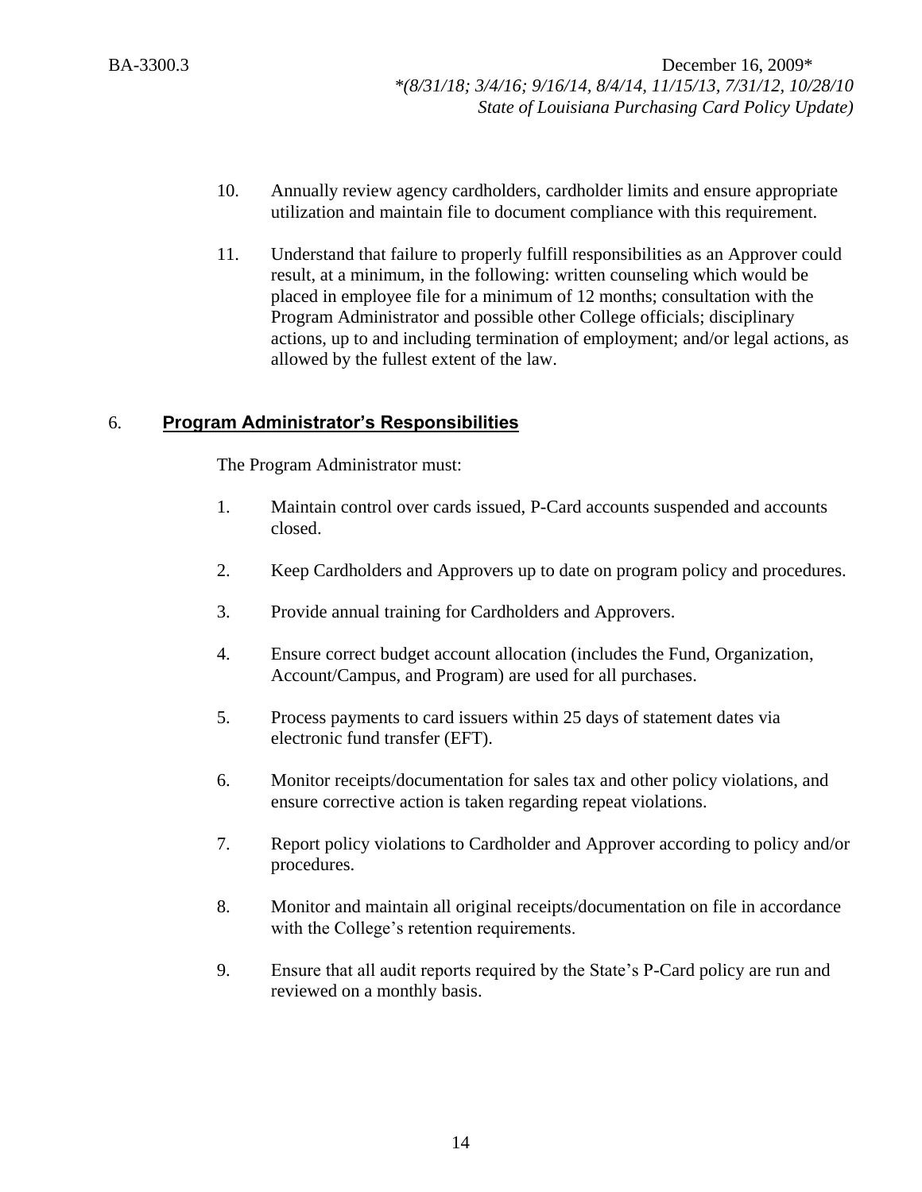10. Annually review agency cardholders, cardholder limits and ensure appropriate utilization and maintain file to document compliance with this requirement.

11. Understand that failure to properly fulfill responsibilities as an Approver could result, at a minimum, in the following: written counseling which would be placed in employee file for a minimum of 12 months; consultation with the Program Administrator and possible other College officials; disciplinary actions, up to and including termination of employment; and/or legal actions, as allowed by the fullest extent of the law.

## 6. Program Administrator's Responsibilities

The Program Administrator must:

1. Maintain control over cards issued, P-Card accounts suspended and accounts closed.

2. Keep Cardholders and Approvers up to date on program policy and procedures.

3. Provide annual training for Cardholders and Approvers.

4. Ensure correct budget account allocation (includes the Fund, Organization, Account/Campus, and Program) are used for all purchases.

5. Process payments to card issuers within 25 days of statement dates via electronic fund transfer (EFT).

6. Monitor receipts/documentation for sales tax and other policy violations, and ensure corrective action is taken regarding repeat violations.

7. Report policy violations to Cardholder and Approver according to policy and/or procedures.

8. Monitor and maintain all original receipts/documentation on file in accordance with the College's retention requirements.

9. Ensure that all audit reports required by the State's P-Card policy are run and reviewed on a monthly basis.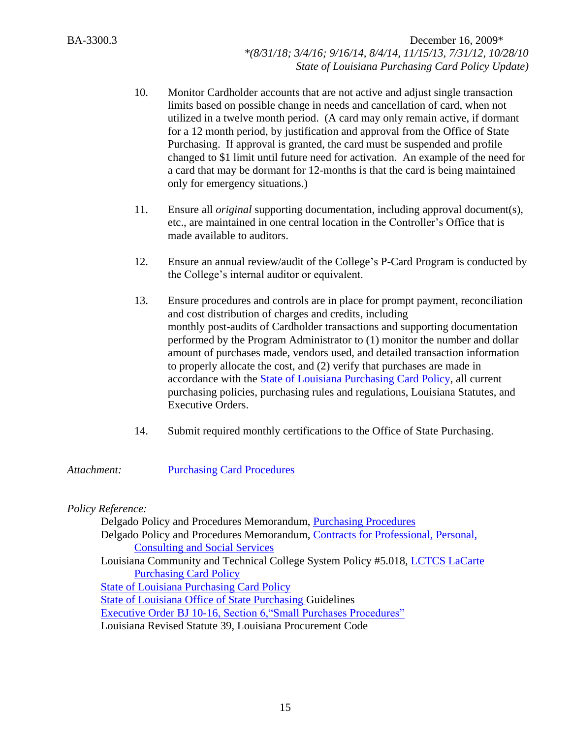10. Monitor Cardholder accounts that are not active and adjust single transaction limits based on possible change in needs and cancellation of card, when not utilized in a twelve month period. (A card may only remain active, if dormant for a 12 month period, by justification and approval from the Office of State Purchasing. If approval is granted, the card must be suspended and profile changed to $1 limit until future need for activation. An example of the need for a card that may be dormant for 12-months is that the card is being maintained only for emergency situations.)

11. Ensure all *original* supporting documentation, including approval document(s), etc., are maintained in one central location in the Controller's Office that is made available to auditors.

12. Ensure an annual review/audit of the College's P-Card Program is conducted by the College's internal auditor or equivalent.

13. Ensure procedures and controls are in place for prompt payment, reconciliation and cost distribution of charges and credits, including monthly post-audits of Cardholder transactions and supporting documentation performed by the Program Administrator to (1) monitor the number and dollar amount of purchases made, vendors used, and detailed transaction information to properly allocate the cost, and (2) verify that purchases are made in accordance with the State of Louisiana Purchasing Card Policy, all current purchasing policies, purchasing rules and regulations, Louisiana Statutes, and Executive Orders.

14. Submit required monthly certifications to the Office of State Purchasing.

*Attachment:* Purchasing Card Procedures

*Policy Reference:*

Delgado Policy and Procedures Memorandum, Purchasing Procedures
Delgado Policy and Procedures Memorandum, Contracts for Professional, Personal, Consulting and Social Services
Louisiana Community and Technical College System Policy #5.018, LCTCS LaCarte Purchasing Card Policy
State of Louisiana Purchasing Card Policy
State of Louisiana Office of State Purchasing Guidelines
Executive Order BJ 10-16, Section 6,"Small Purchases Procedures"
Louisiana Revised Statute 39, Louisiana Procurement Code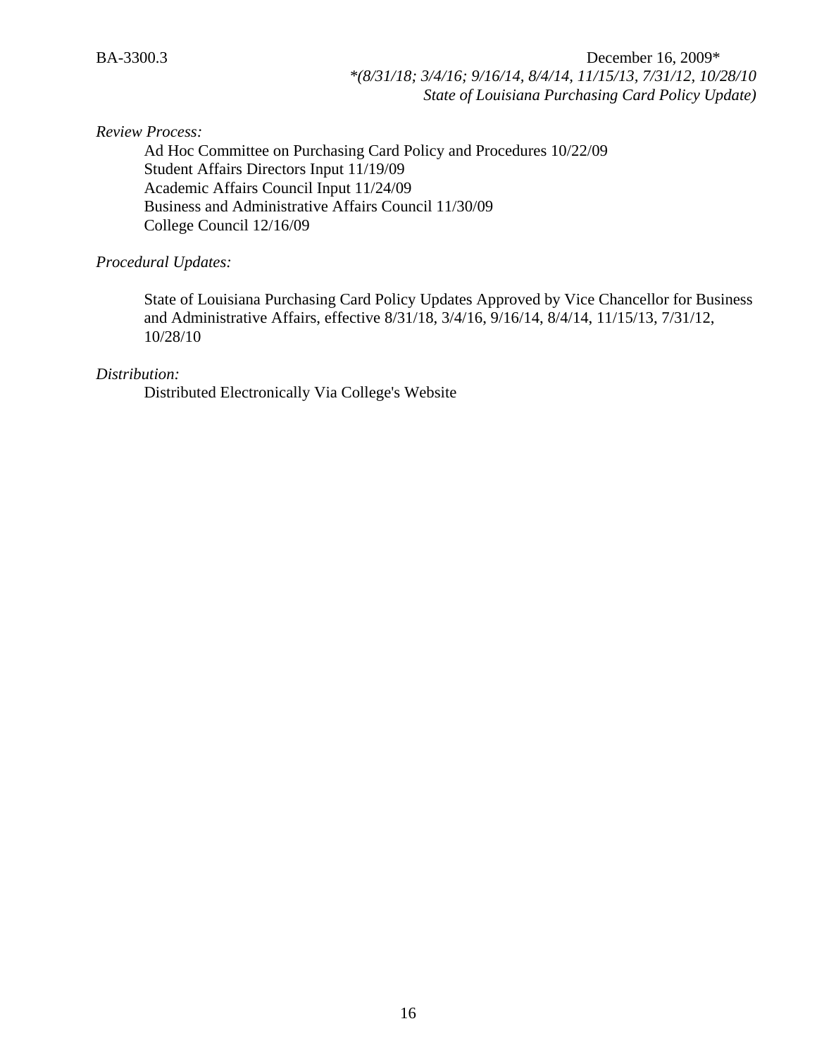*Review Process:*

Ad Hoc Committee on Purchasing Card Policy and Procedures 10/22/09
Student Affairs Directors Input 11/19/09
Academic Affairs Council Input 11/24/09
Business and Administrative Affairs Council 11/30/09
College Council 12/16/09

*Procedural Updates:*

State of Louisiana Purchasing Card Policy Updates Approved by Vice Chancellor for Business and Administrative Affairs, effective 8/31/18, 3/4/16, 9/16/14, 8/4/14, 11/15/13, 7/31/12, 10/28/10

*Distribution:*

Distributed Electronically Via College's Website